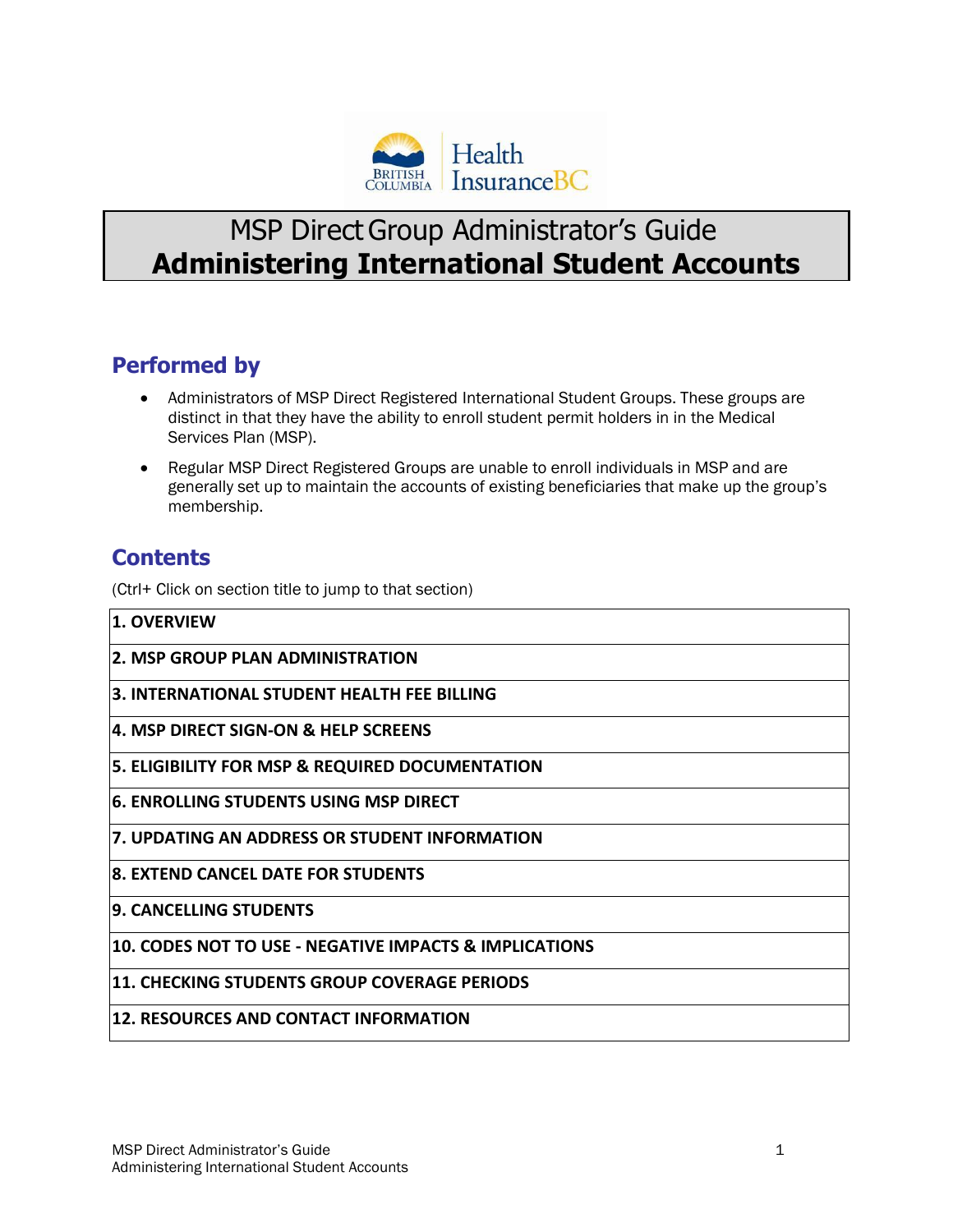# MSP Direct Group Administrator's Guide
# **Administering International Student Accounts**

## Performed by

- Administrators of MSP Direct Registered International Student Groups. These groups are distinct in that they have the ability to enroll student permit holders in in the Medical Services Plan (MSP).
- Regular MSP Direct Registered Groups are unable to enroll individuals in MSP and are generally set up to maintain the accounts of existing beneficiaries that make up the group's membership.

## Contents

(Ctrl+ Click on section title to jump to that section)

| |
|---|
| **1. OVERVIEW** |
| **2. MSP GROUP PLAN ADMINISTRATION** |
| **3. INTERNATIONAL STUDENT HEALTH FEE BILLING** |
| **4. MSP DIRECT SIGN-ON & HELP SCREENS** |
| **5. ELIGIBILITY FOR MSP & REQUIRED DOCUMENTATION** |
| **6. ENROLLING STUDENTS USING MSP DIRECT** |
| **7. UPDATING AN ADDRESS OR STUDENT INFORMATION** |
| **8. EXTEND CANCEL DATE FOR STUDENTS** |
| **9. CANCELLING STUDENTS** |
| **10. CODES NOT TO USE - NEGATIVE IMPACTS & IMPLICATIONS** |
| **11. CHECKING STUDENTS GROUP COVERAGE PERIODS** |
| **12. RESOURCES AND CONTACT INFORMATION** |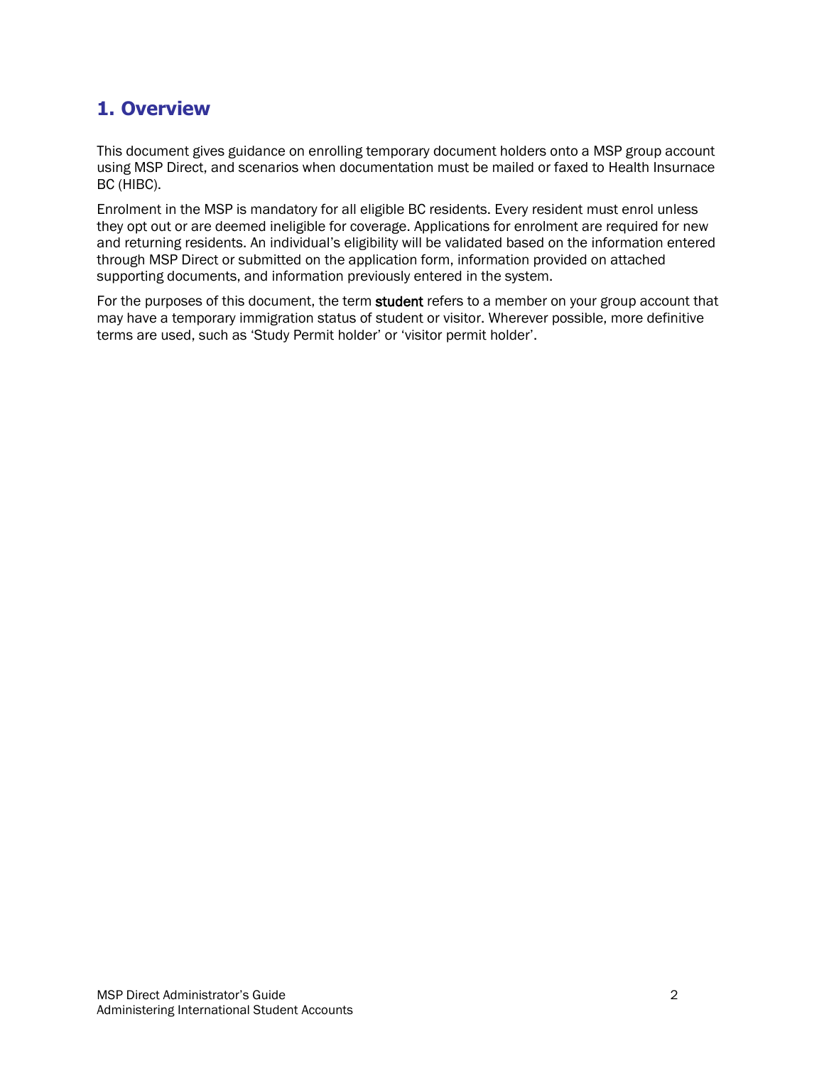## 1. Overview

This document gives guidance on enrolling temporary document holders onto a MSP group account using MSP Direct, and scenarios when documentation must be mailed or faxed to Health Insurnace BC (HIBC).

Enrolment in the MSP is mandatory for all eligible BC residents. Every resident must enrol unless they opt out or are deemed ineligible for coverage. Applications for enrolment are required for new and returning residents. An individual's eligibility will be validated based on the information entered through MSP Direct or submitted on the application form, information provided on attached supporting documents, and information previously entered in the system.

For the purposes of this document, the term **student** refers to a member on your group account that may have a temporary immigration status of student or visitor. Wherever possible, more definitive terms are used, such as 'Study Permit holder' or 'visitor permit holder'.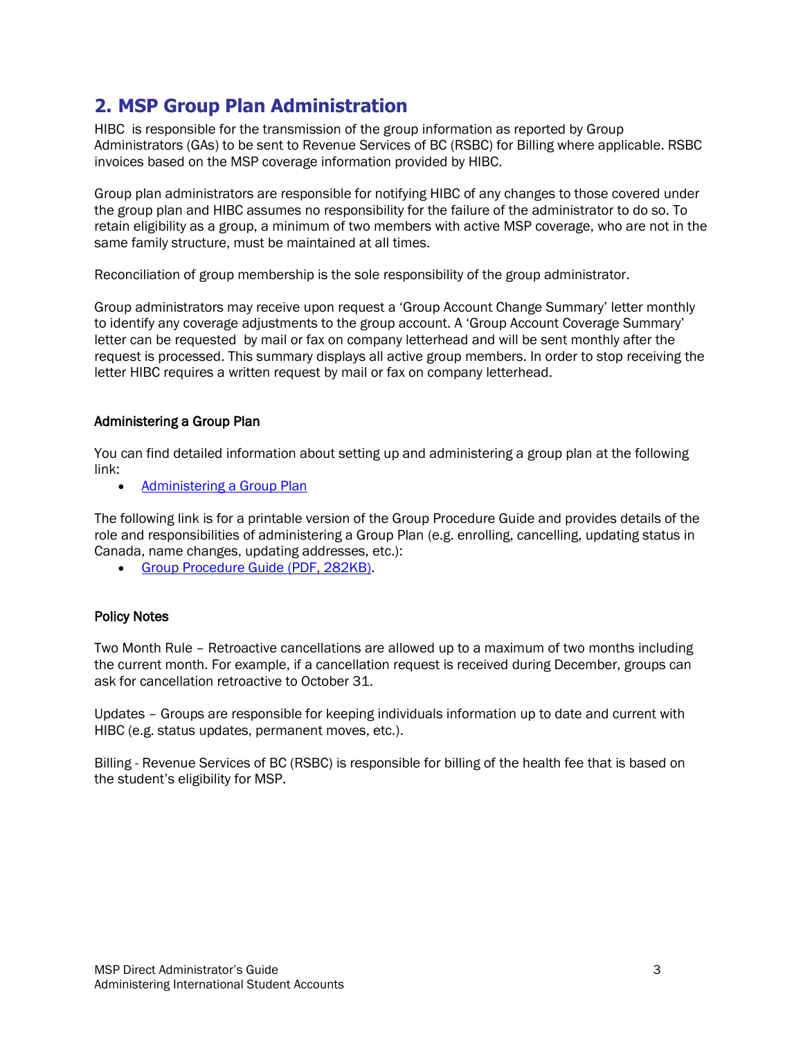## 2. MSP Group Plan Administration

HIBC is responsible for the transmission of the group information as reported by Group Administrators (GAs) to be sent to Revenue Services of BC (RSBC) for Billing where applicable. RSBC invoices based on the MSP coverage information provided by HIBC.

Group plan administrators are responsible for notifying HIBC of any changes to those covered under the group plan and HIBC assumes no responsibility for the failure of the administrator to do so. To retain eligibility as a group, a minimum of two members with active MSP coverage, who are not in the same family structure, must be maintained at all times.

Reconciliation of group membership is the sole responsibility of the group administrator.

Group administrators may receive upon request a 'Group Account Change Summary' letter monthly to identify any coverage adjustments to the group account. A 'Group Account Coverage Summary' letter can be requested by mail or fax on company letterhead and will be sent monthly after the request is processed. This summary displays all active group members. In order to stop receiving the letter HIBC requires a written request by mail or fax on company letterhead.

### Administering a Group Plan

You can find detailed information about setting up and administering a group plan at the following link:

- Administering a Group Plan

The following link is for a printable version of the Group Procedure Guide and provides details of the role and responsibilities of administering a Group Plan (e.g. enrolling, cancelling, updating status in Canada, name changes, updating addresses, etc.):

- Group Procedure Guide (PDF, 282KB).

### Policy Notes

Two Month Rule – Retroactive cancellations are allowed up to a maximum of two months including the current month. For example, if a cancellation request is received during December, groups can ask for cancellation retroactive to October 31.

Updates – Groups are responsible for keeping individuals information up to date and current with HIBC (e.g. status updates, permanent moves, etc.).

Billing - Revenue Services of BC (RSBC) is responsible for billing of the health fee that is based on the student's eligibility for MSP.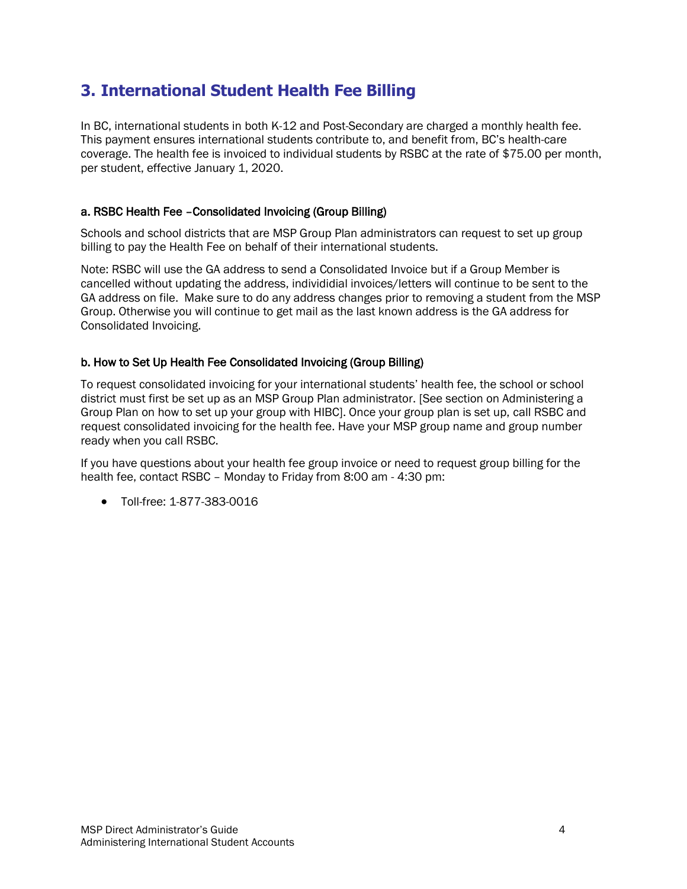## 3. International Student Health Fee Billing

In BC, international students in both K-12 and Post-Secondary are charged a monthly health fee. This payment ensures international students contribute to, and benefit from, BC's health-care coverage. The health fee is invoiced to individual students by RSBC at the rate of $75.00 per month, per student, effective January 1, 2020.

### a. RSBC Health Fee –Consolidated Invoicing (Group Billing)

Schools and school districts that are MSP Group Plan administrators can request to set up group billing to pay the Health Fee on behalf of their international students.

Note: RSBC will use the GA address to send a Consolidated Invoice but if a Group Member is cancelled without updating the address, individidial invoices/letters will continue to be sent to the GA address on file. Make sure to do any address changes prior to removing a student from the MSP Group. Otherwise you will continue to get mail as the last known address is the GA address for Consolidated Invoicing.

### b. How to Set Up Health Fee Consolidated Invoicing (Group Billing)

To request consolidated invoicing for your international students' health fee, the school or school district must first be set up as an MSP Group Plan administrator. [See section on Administering a Group Plan on how to set up your group with HIBC]. Once your group plan is set up, call RSBC and request consolidated invoicing for the health fee. Have your MSP group name and group number ready when you call RSBC.

If you have questions about your health fee group invoice or need to request group billing for the health fee, contact RSBC – Monday to Friday from 8:00 am - 4:30 pm:

- Toll-free: 1-877-383-0016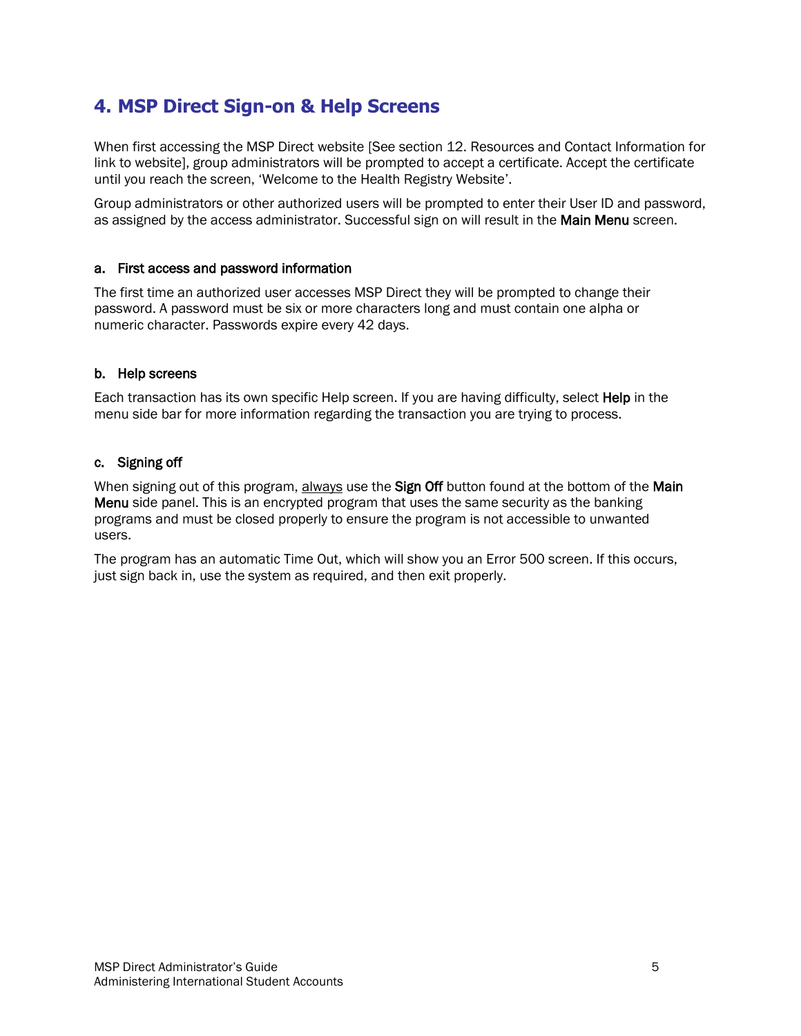# 4. MSP Direct Sign-on & Help Screens

When first accessing the MSP Direct website [See section 12. Resources and Contact Information for link to website], group administrators will be prompted to accept a certificate. Accept the certificate until you reach the screen, 'Welcome to the Health Registry Website'.

Group administrators or other authorized users will be prompted to enter their User ID and password, as assigned by the access administrator. Successful sign on will result in the **Main Menu** screen.

## a. First access and password information

The first time an authorized user accesses MSP Direct they will be prompted to change their password. A password must be six or more characters long and must contain one alpha or numeric character. Passwords expire every 42 days.

## b. Help screens

Each transaction has its own specific Help screen. If you are having difficulty, select **Help** in the menu side bar for more information regarding the transaction you are trying to process.

## c. Signing off

When signing out of this program, <u>always</u> use the **Sign Off** button found at the bottom of the **Main Menu** side panel. This is an encrypted program that uses the same security as the banking programs and must be closed properly to ensure the program is not accessible to unwanted users.

The program has an automatic Time Out, which will show you an Error 500 screen. If this occurs, just sign back in, use the system as required, and then exit properly.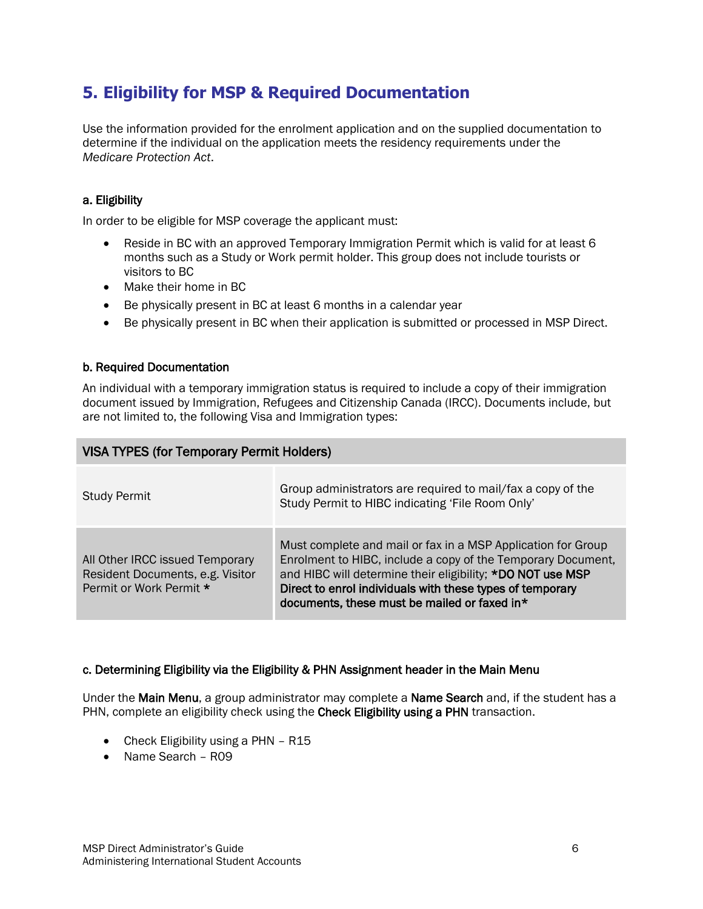## 5. Eligibility for MSP & Required Documentation

Use the information provided for the enrolment application and on the supplied documentation to determine if the individual on the application meets the residency requirements under the *Medicare Protection Act*.

### a. Eligibility

In order to be eligible for MSP coverage the applicant must:

- Reside in BC with an approved Temporary Immigration Permit which is valid for at least 6 months such as a Study or Work permit holder. This group does not include tourists or visitors to BC
- Make their home in BC
- Be physically present in BC at least 6 months in a calendar year
- Be physically present in BC when their application is submitted or processed in MSP Direct.

### b. Required Documentation

An individual with a temporary immigration status is required to include a copy of their immigration document issued by Immigration, Refugees and Citizenship Canada (IRCC). Documents include, but are not limited to, the following Visa and Immigration types:

| VISA TYPES (for Temporary Permit Holders) | |
|---|---|
| Study Permit | Group administrators are required to mail/fax a copy of the Study Permit to HIBC indicating 'File Room Only' |
| All Other IRCC issued Temporary Resident Documents, e.g. Visitor Permit or Work Permit * | Must complete and mail or fax in a MSP Application for Group Enrolment to HIBC, include a copy of the Temporary Document, and HIBC will determine their eligibility; **\*DO NOT use MSP Direct to enrol individuals with these types of temporary documents, these must be mailed or faxed in\*** |

### c. Determining Eligibility via the Eligibility & PHN Assignment header in the Main Menu

Under the **Main Menu**, a group administrator may complete a **Name Search** and, if the student has a PHN, complete an eligibility check using the **Check Eligibility using a PHN** transaction.

- Check Eligibility using a PHN – R15
- Name Search – R09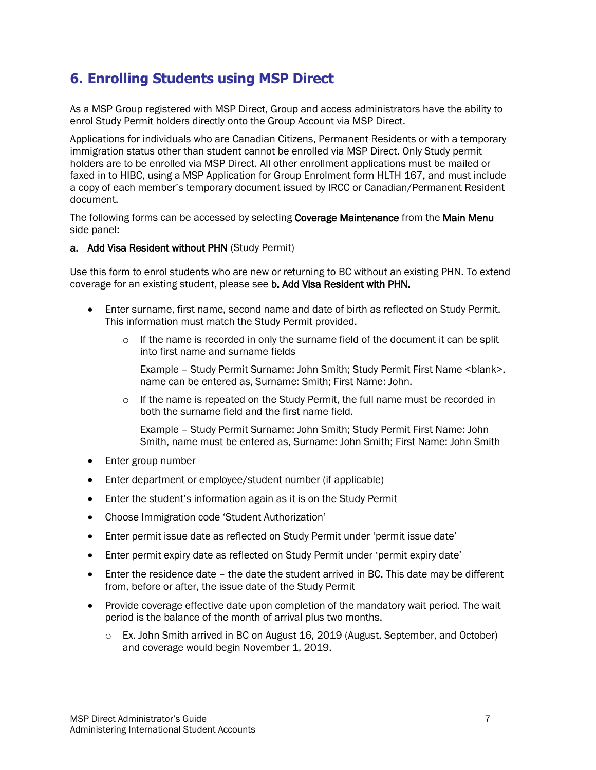## 6. Enrolling Students using MSP Direct

As a MSP Group registered with MSP Direct, Group and access administrators have the ability to enrol Study Permit holders directly onto the Group Account via MSP Direct.

Applications for individuals who are Canadian Citizens, Permanent Residents or with a temporary immigration status other than student cannot be enrolled via MSP Direct. Only Study permit holders are to be enrolled via MSP Direct. All other enrollment applications must be mailed or faxed in to HIBC, using a MSP Application for Group Enrolment form HLTH 167, and must include a copy of each member's temporary document issued by IRCC or Canadian/Permanent Resident document.

The following forms can be accessed by selecting **Coverage Maintenance** from the **Main Menu** side panel:

**a. Add Visa Resident without PHN** (Study Permit)

Use this form to enrol students who are new or returning to BC without an existing PHN. To extend coverage for an existing student, please see **b. Add Visa Resident with PHN.**

- Enter surname, first name, second name and date of birth as reflected on Study Permit. This information must match the Study Permit provided.
  - If the name is recorded in only the surname field of the document it can be split into first name and surname fields

    Example – Study Permit Surname: John Smith; Study Permit First Name <blank>, name can be entered as, Surname: Smith; First Name: John.
  - If the name is repeated on the Study Permit, the full name must be recorded in both the surname field and the first name field.

    Example – Study Permit Surname: John Smith; Study Permit First Name: John Smith, name must be entered as, Surname: John Smith; First Name: John Smith
- Enter group number
- Enter department or employee/student number (if applicable)
- Enter the student's information again as it is on the Study Permit
- Choose Immigration code 'Student Authorization'
- Enter permit issue date as reflected on Study Permit under 'permit issue date'
- Enter permit expiry date as reflected on Study Permit under 'permit expiry date'
- Enter the residence date – the date the student arrived in BC. This date may be different from, before or after, the issue date of the Study Permit
- Provide coverage effective date upon completion of the mandatory wait period. The wait period is the balance of the month of arrival plus two months.
  - Ex. John Smith arrived in BC on August 16, 2019 (August, September, and October) and coverage would begin November 1, 2019.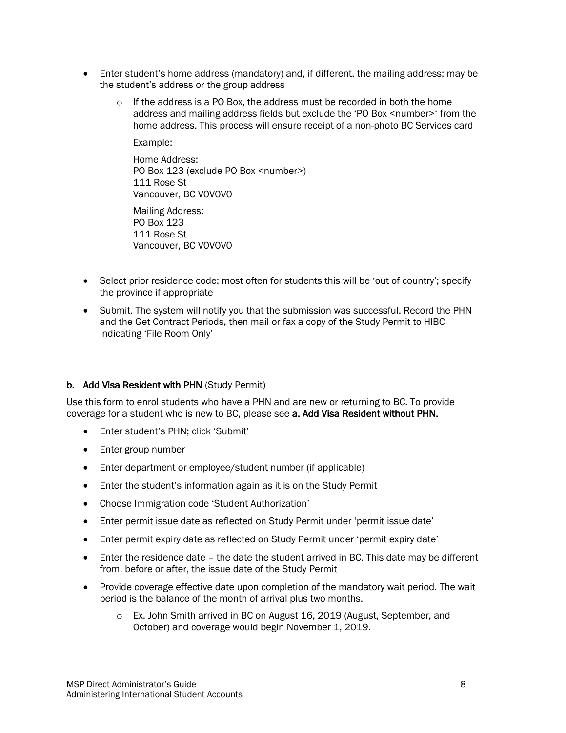- Enter student's home address (mandatory) and, if different, the mailing address; may be the student's address or the group address
    - If the address is a PO Box, the address must be recorded in both the home address and mailing address fields but exclude the 'PO Box <number>' from the home address. This process will ensure receipt of a non-photo BC Services card

      Example:

      Home Address:
      ~~PO Box 123~~ (exclude PO Box <number>)
      111 Rose St
      Vancouver, BC V0V0V0

      Mailing Address:
      PO Box 123
      111 Rose St
      Vancouver, BC V0V0V0

- Select prior residence code: most often for students this will be 'out of country'; specify the province if appropriate
- Submit. The system will notify you that the submission was successful. Record the PHN and the Get Contract Periods, then mail or fax a copy of the Study Permit to HIBC indicating 'File Room Only'

### b. Add Visa Resident with PHN (Study Permit)

Use this form to enrol students who have a PHN and are new or returning to BC. To provide coverage for a student who is new to BC, please see **a. Add Visa Resident without PHN.**

- Enter student's PHN; click 'Submit'
- Enter group number
- Enter department or employee/student number (if applicable)
- Enter the student's information again as it is on the Study Permit
- Choose Immigration code 'Student Authorization'
- Enter permit issue date as reflected on Study Permit under 'permit issue date'
- Enter permit expiry date as reflected on Study Permit under 'permit expiry date'
- Enter the residence date – the date the student arrived in BC. This date may be different from, before or after, the issue date of the Study Permit
- Provide coverage effective date upon completion of the mandatory wait period. The wait period is the balance of the month of arrival plus two months.
    - Ex. John Smith arrived in BC on August 16, 2019 (August, September, and October) and coverage would begin November 1, 2019.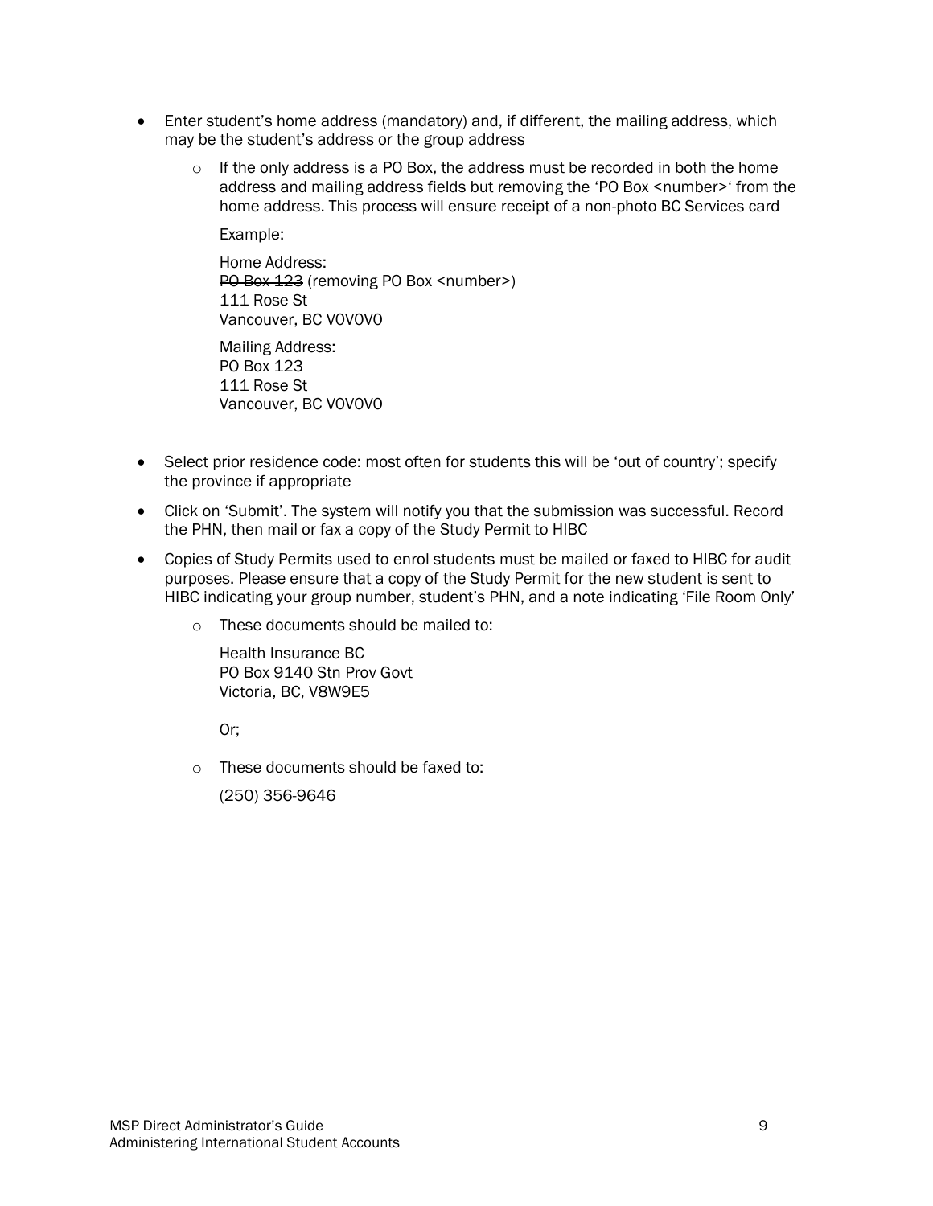- Enter student's home address (mandatory) and, if different, the mailing address, which may be the student's address or the group address
  - If the only address is a PO Box, the address must be recorded in both the home address and mailing address fields but removing the 'PO Box <number>' from the home address. This process will ensure receipt of a non-photo BC Services card

    Example:

    Home Address:
    ~~PO Box 123~~ (removing PO Box <number>)
    111 Rose St
    Vancouver, BC V0V0V0

    Mailing Address:
    PO Box 123
    111 Rose St
    Vancouver, BC V0V0V0

- Select prior residence code: most often for students this will be 'out of country'; specify the province if appropriate
- Click on 'Submit'. The system will notify you that the submission was successful. Record the PHN, then mail or fax a copy of the Study Permit to HIBC
- Copies of Study Permits used to enrol students must be mailed or faxed to HIBC for audit purposes. Please ensure that a copy of the Study Permit for the new student is sent to HIBC indicating your group number, student's PHN, and a note indicating 'File Room Only'
  - These documents should be mailed to:

    Health Insurance BC
    PO Box 9140 Stn Prov Govt
    Victoria, BC, V8W9E5

    Or;

  - These documents should be faxed to:

    (250) 356-9646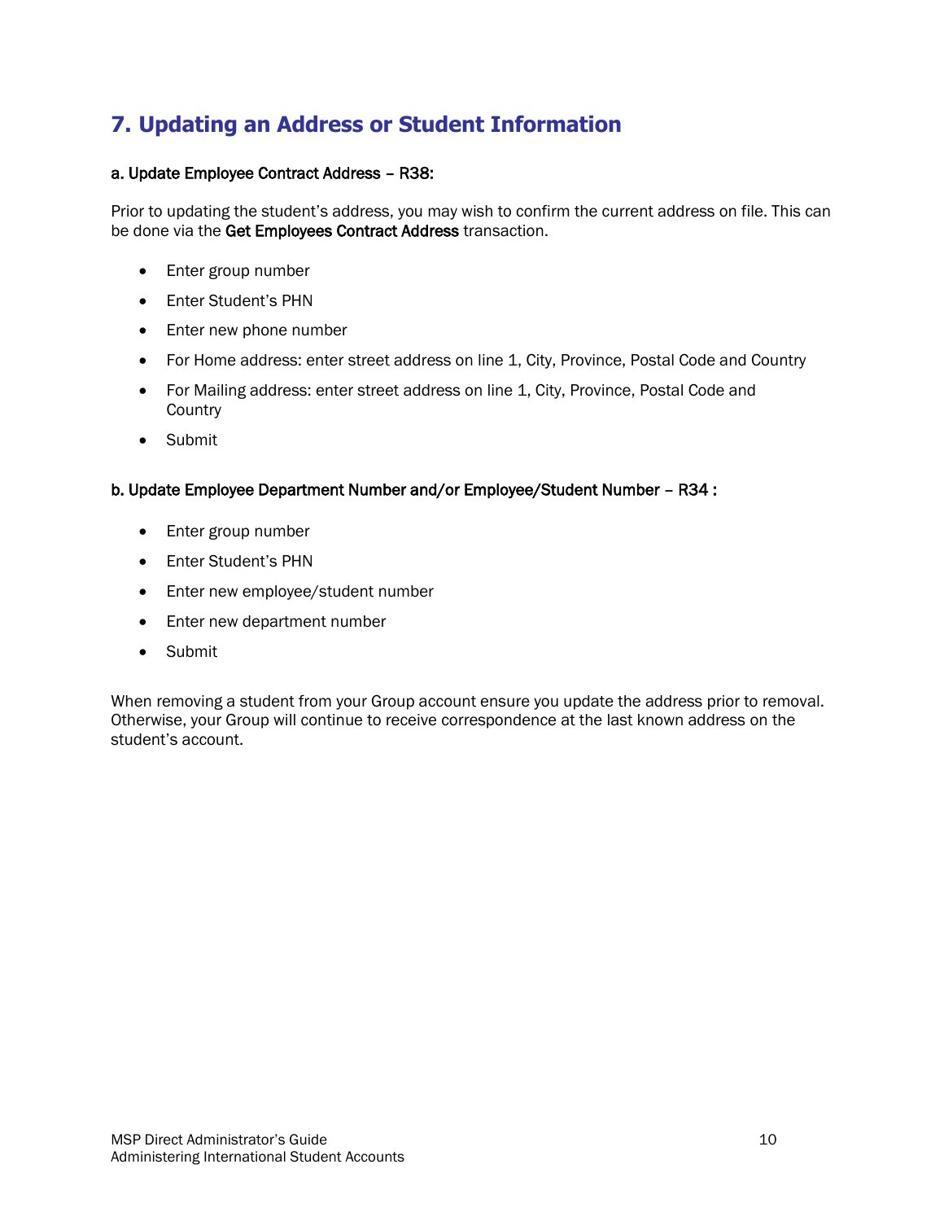## 7. Updating an Address or Student Information

### a. Update Employee Contract Address – R38:

Prior to updating the student's address, you may wish to confirm the current address on file. This can be done via the **Get Employees Contract Address** transaction.

- Enter group number
- Enter Student's PHN
- Enter new phone number
- For Home address: enter street address on line 1, City, Province, Postal Code and Country
- For Mailing address: enter street address on line 1, City, Province, Postal Code and Country
- Submit

### b. Update Employee Department Number and/or Employee/Student Number – R34 :

- Enter group number
- Enter Student's PHN
- Enter new employee/student number
- Enter new department number
- Submit

When removing a student from your Group account ensure you update the address prior to removal. Otherwise, your Group will continue to receive correspondence at the last known address on the student's account.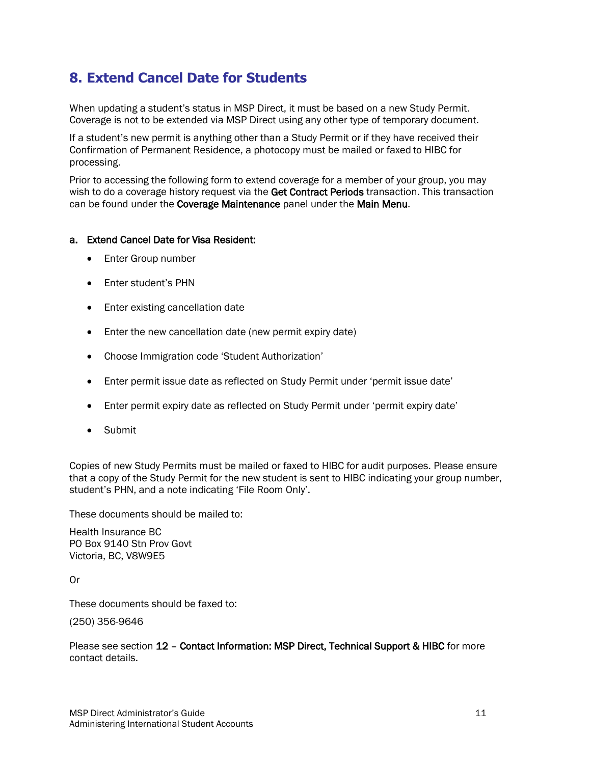## 8. Extend Cancel Date for Students

When updating a student's status in MSP Direct, it must be based on a new Study Permit. Coverage is not to be extended via MSP Direct using any other type of temporary document.

If a student's new permit is anything other than a Study Permit or if they have received their Confirmation of Permanent Residence, a photocopy must be mailed or faxed to HIBC for processing.

Prior to accessing the following form to extend coverage for a member of your group, you may wish to do a coverage history request via the **Get Contract Periods** transaction. This transaction can be found under the **Coverage Maintenance** panel under the **Main Menu**.

### a. Extend Cancel Date for Visa Resident:

- Enter Group number
- Enter student's PHN
- Enter existing cancellation date
- Enter the new cancellation date (new permit expiry date)
- Choose Immigration code 'Student Authorization'
- Enter permit issue date as reflected on Study Permit under 'permit issue date'
- Enter permit expiry date as reflected on Study Permit under 'permit expiry date'
- Submit

Copies of new Study Permits must be mailed or faxed to HIBC for audit purposes. Please ensure that a copy of the Study Permit for the new student is sent to HIBC indicating your group number, student's PHN, and a note indicating 'File Room Only'.

These documents should be mailed to:

Health Insurance BC
PO Box 9140 Stn Prov Govt
Victoria, BC, V8W9E5

Or

These documents should be faxed to:

(250) 356-9646

Please see section **12 – Contact Information: MSP Direct, Technical Support & HIBC** for more contact details.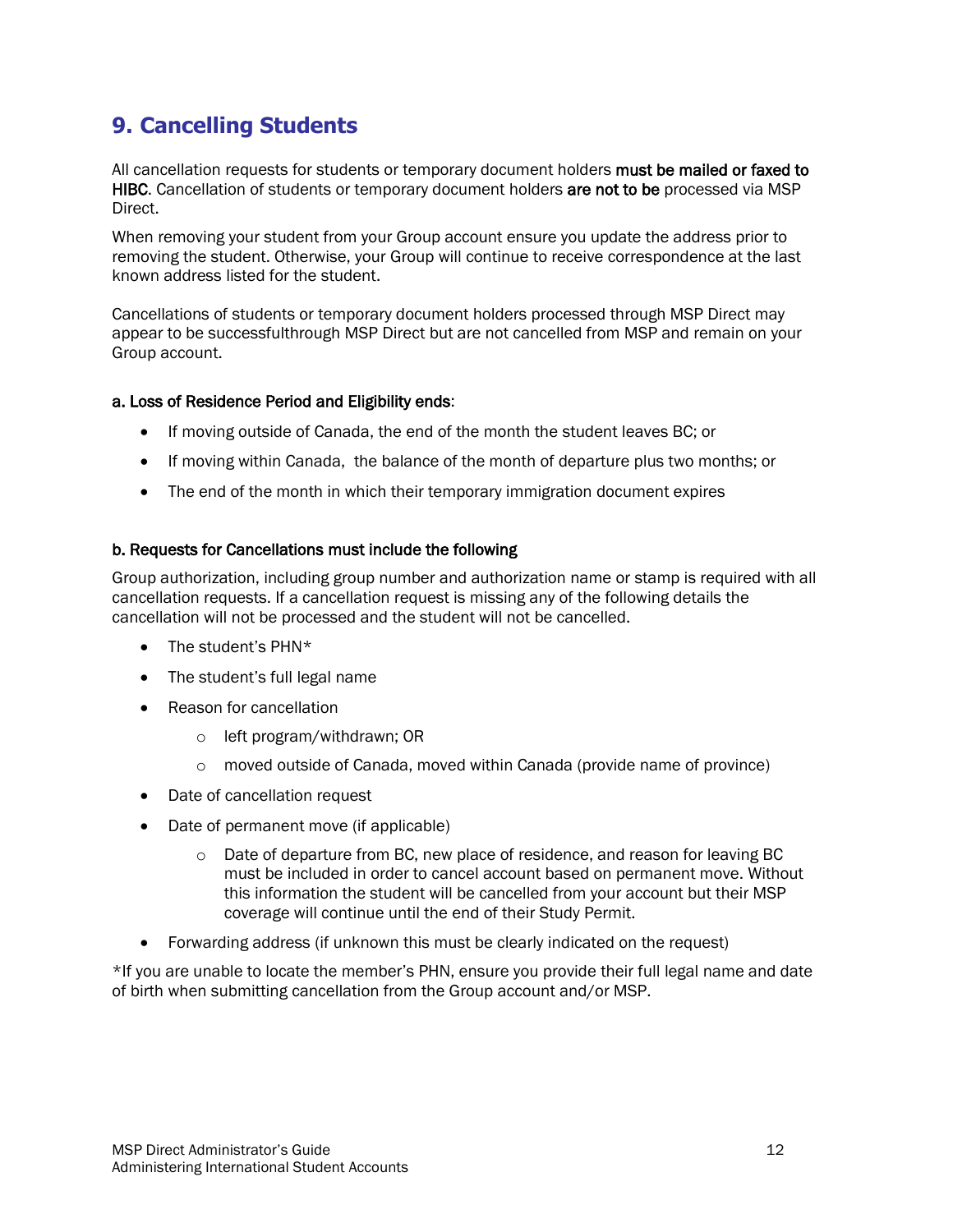## 9. Cancelling Students

All cancellation requests for students or temporary document holders **must be mailed or faxed to HIBC**. Cancellation of students or temporary document holders **are not to be** processed via MSP Direct.

When removing your student from your Group account ensure you update the address prior to removing the student. Otherwise, your Group will continue to receive correspondence at the last known address listed for the student.

Cancellations of students or temporary document holders processed through MSP Direct may appear to be successfulthrough MSP Direct but are not cancelled from MSP and remain on your Group account.

### a. Loss of Residence Period and Eligibility ends:

- If moving outside of Canada, the end of the month the student leaves BC; or
- If moving within Canada, the balance of the month of departure plus two months; or
- The end of the month in which their temporary immigration document expires

### b. Requests for Cancellations must include the following

Group authorization, including group number and authorization name or stamp is required with all cancellation requests. If a cancellation request is missing any of the following details the cancellation will not be processed and the student will not be cancelled.

- The student's PHN*
- The student's full legal name
- Reason for cancellation
  - left program/withdrawn; OR
  - moved outside of Canada, moved within Canada (provide name of province)
- Date of cancellation request
- Date of permanent move (if applicable)
  - Date of departure from BC, new place of residence, and reason for leaving BC must be included in order to cancel account based on permanent move. Without this information the student will be cancelled from your account but their MSP coverage will continue until the end of their Study Permit.
- Forwarding address (if unknown this must be clearly indicated on the request)

*If you are unable to locate the member's PHN, ensure you provide their full legal name and date of birth when submitting cancellation from the Group account and/or MSP.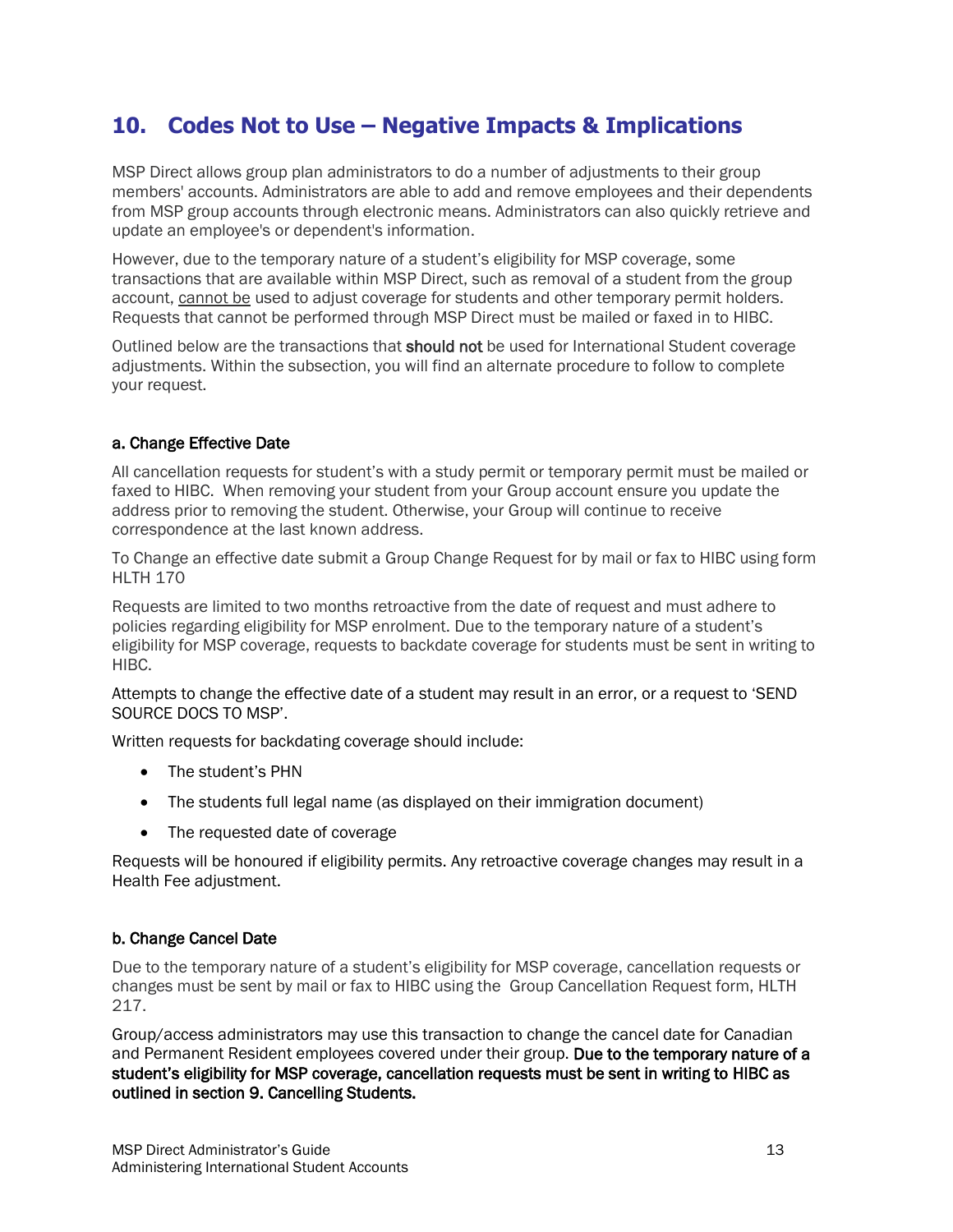## 10. Codes Not to Use – Negative Impacts & Implications

MSP Direct allows group plan administrators to do a number of adjustments to their group members' accounts. Administrators are able to add and remove employees and their dependents from MSP group accounts through electronic means. Administrators can also quickly retrieve and update an employee's or dependent's information.

However, due to the temporary nature of a student's eligibility for MSP coverage, some transactions that are available within MSP Direct, such as removal of a student from the group account, cannot be used to adjust coverage for students and other temporary permit holders. Requests that cannot be performed through MSP Direct must be mailed or faxed in to HIBC.

Outlined below are the transactions that **should not** be used for International Student coverage adjustments. Within the subsection, you will find an alternate procedure to follow to complete your request.

#### a. Change Effective Date

All cancellation requests for student's with a study permit or temporary permit must be mailed or faxed to HIBC. When removing your student from your Group account ensure you update the address prior to removing the student. Otherwise, your Group will continue to receive correspondence at the last known address.

To Change an effective date submit a Group Change Request for by mail or fax to HIBC using form HLTH 170

Requests are limited to two months retroactive from the date of request and must adhere to policies regarding eligibility for MSP enrolment. Due to the temporary nature of a student's eligibility for MSP coverage, requests to backdate coverage for students must be sent in writing to HIBC.

Attempts to change the effective date of a student may result in an error, or a request to 'SEND SOURCE DOCS TO MSP'.

Written requests for backdating coverage should include:

- The student's PHN
- The students full legal name (as displayed on their immigration document)
- The requested date of coverage

Requests will be honoured if eligibility permits. Any retroactive coverage changes may result in a Health Fee adjustment.

#### b. Change Cancel Date

Due to the temporary nature of a student's eligibility for MSP coverage, cancellation requests or changes must be sent by mail or fax to HIBC using the Group Cancellation Request form, HLTH 217.

Group/access administrators may use this transaction to change the cancel date for Canadian and Permanent Resident employees covered under their group. **Due to the temporary nature of a student's eligibility for MSP coverage, cancellation requests must be sent in writing to HIBC as outlined in section 9. Cancelling Students.**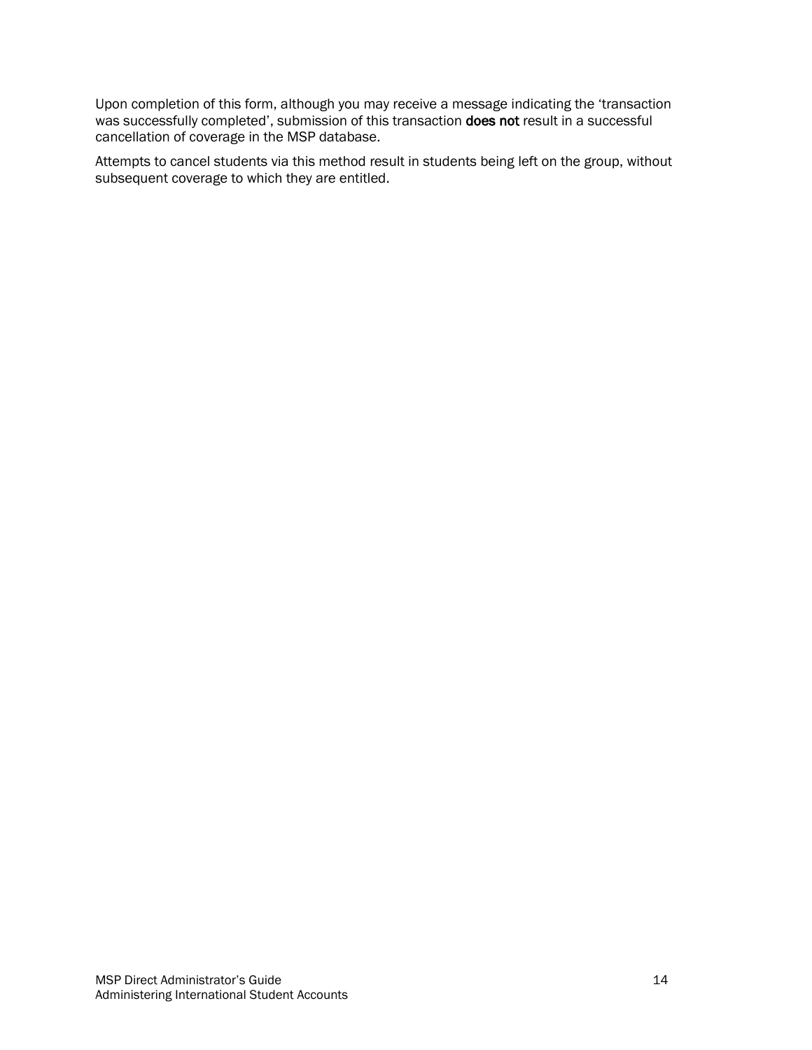Upon completion of this form, although you may receive a message indicating the 'transaction was successfully completed', submission of this transaction **does not** result in a successful cancellation of coverage in the MSP database.

Attempts to cancel students via this method result in students being left on the group, without subsequent coverage to which they are entitled.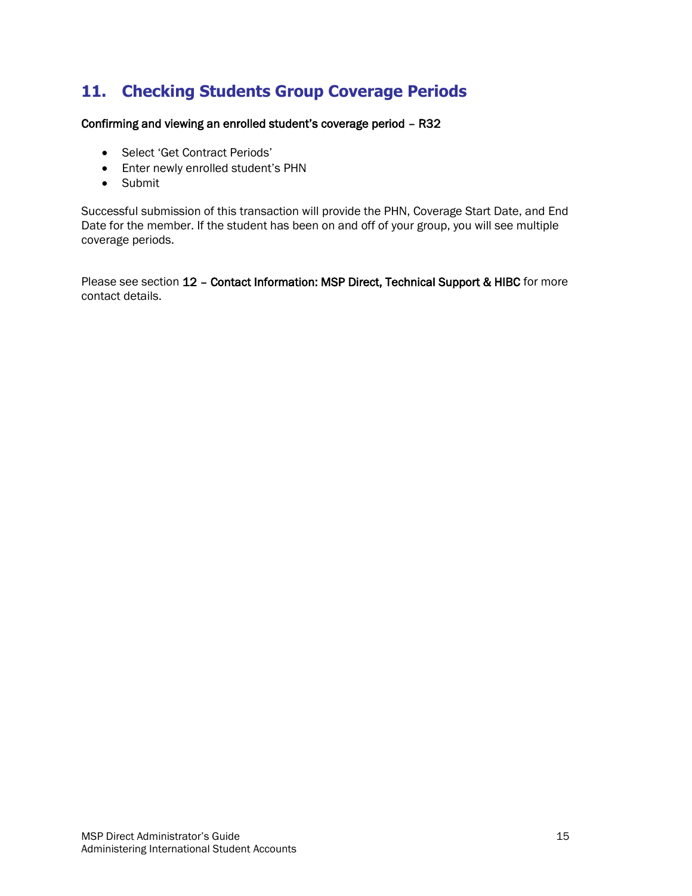## 11. Checking Students Group Coverage Periods

**Confirming and viewing an enrolled student's coverage period – R32**

- Select 'Get Contract Periods'
- Enter newly enrolled student's PHN
- Submit

Successful submission of this transaction will provide the PHN, Coverage Start Date, and End Date for the member. If the student has been on and off of your group, you will see multiple coverage periods.

Please see section **12 – Contact Information: MSP Direct, Technical Support & HIBC** for more contact details.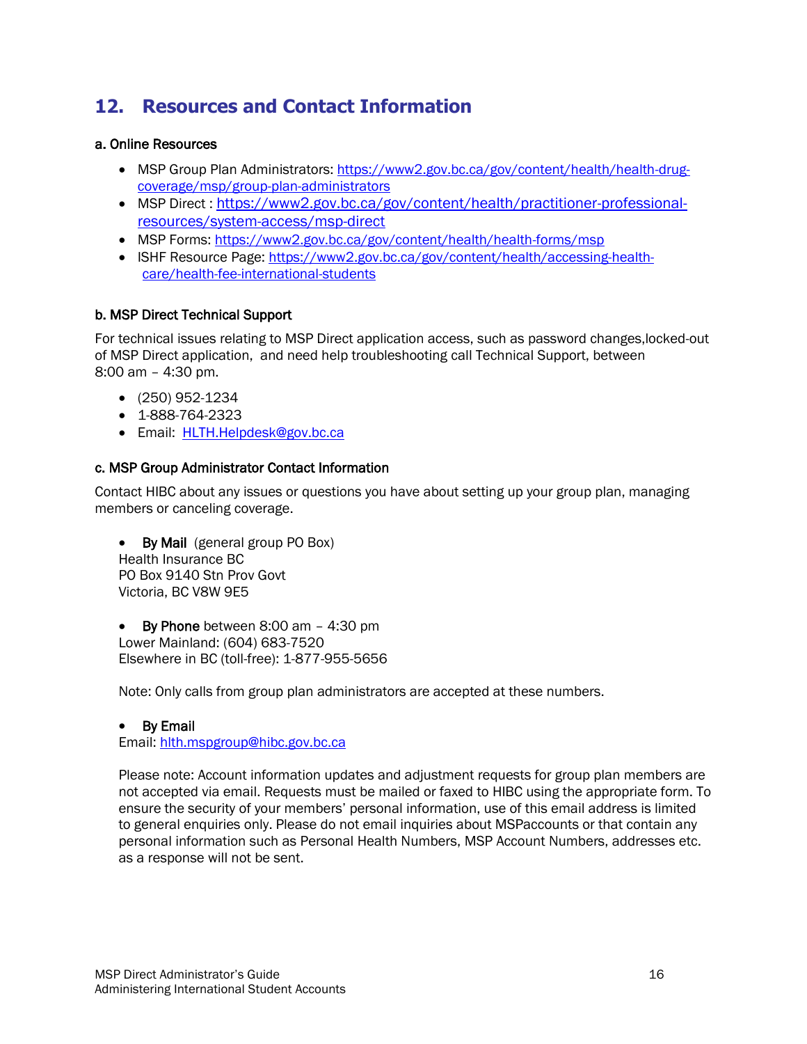## 12. Resources and Contact Information

### a. Online Resources

- MSP Group Plan Administrators: https://www2.gov.bc.ca/gov/content/health/health-drug-coverage/msp/group-plan-administrators
- MSP Direct : https://www2.gov.bc.ca/gov/content/health/practitioner-professional-resources/system-access/msp-direct
- MSP Forms: https://www2.gov.bc.ca/gov/content/health/health-forms/msp
- ISHF Resource Page: https://www2.gov.bc.ca/gov/content/health/accessing-health-care/health-fee-international-students

### b. MSP Direct Technical Support

For technical issues relating to MSP Direct application access, such as password changes,locked-out of MSP Direct application, and need help troubleshooting call Technical Support, between 8:00 am – 4:30 pm.

- (250) 952-1234
- 1-888-764-2323
- Email: HLTH.Helpdesk@gov.bc.ca

### c. MSP Group Administrator Contact Information

Contact HIBC about any issues or questions you have about setting up your group plan, managing members or canceling coverage.

- **By Mail** (general group PO Box)
  Health Insurance BC
  PO Box 9140 Stn Prov Govt
  Victoria, BC V8W 9E5

- **By Phone** between 8:00 am – 4:30 pm
  Lower Mainland: (604) 683-7520
  Elsewhere in BC (toll-free): 1-877-955-5656

  Note: Only calls from group plan administrators are accepted at these numbers.

- **By Email**
  Email: hlth.mspgroup@hibc.gov.bc.ca

  Please note: Account information updates and adjustment requests for group plan members are not accepted via email. Requests must be mailed or faxed to HIBC using the appropriate form. To ensure the security of your members' personal information, use of this email address is limited to general enquiries only. Please do not email inquiries about MSPaccounts or that contain any personal information such as Personal Health Numbers, MSP Account Numbers, addresses etc. as a response will not be sent.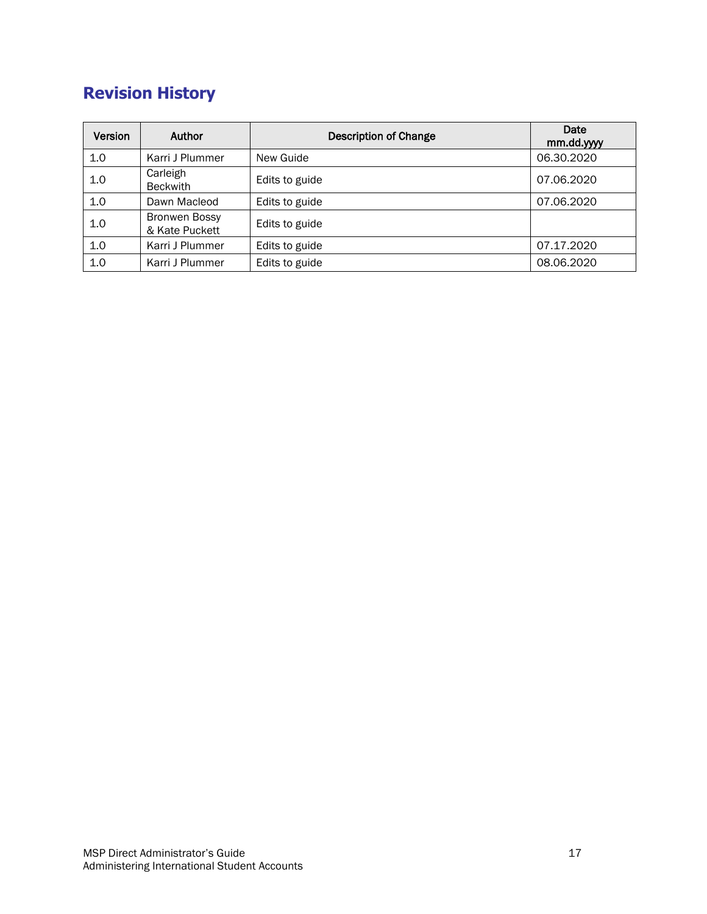## Revision History

| Version | Author | Description of Change | Date mm.dd.yyyy |
|---|---|---|---|
| 1.0 | Karri J Plummer | New Guide | 06.30.2020 |
| 1.0 | Carleigh Beckwith | Edits to guide | 07.06.2020 |
| 1.0 | Dawn Macleod | Edits to guide | 07.06.2020 |
| 1.0 | Bronwen Bossy & Kate Puckett | Edits to guide | |
| 1.0 | Karri J Plummer | Edits to guide | 07.17.2020 |
| 1.0 | Karri J Plummer | Edits to guide | 08.06.2020 |